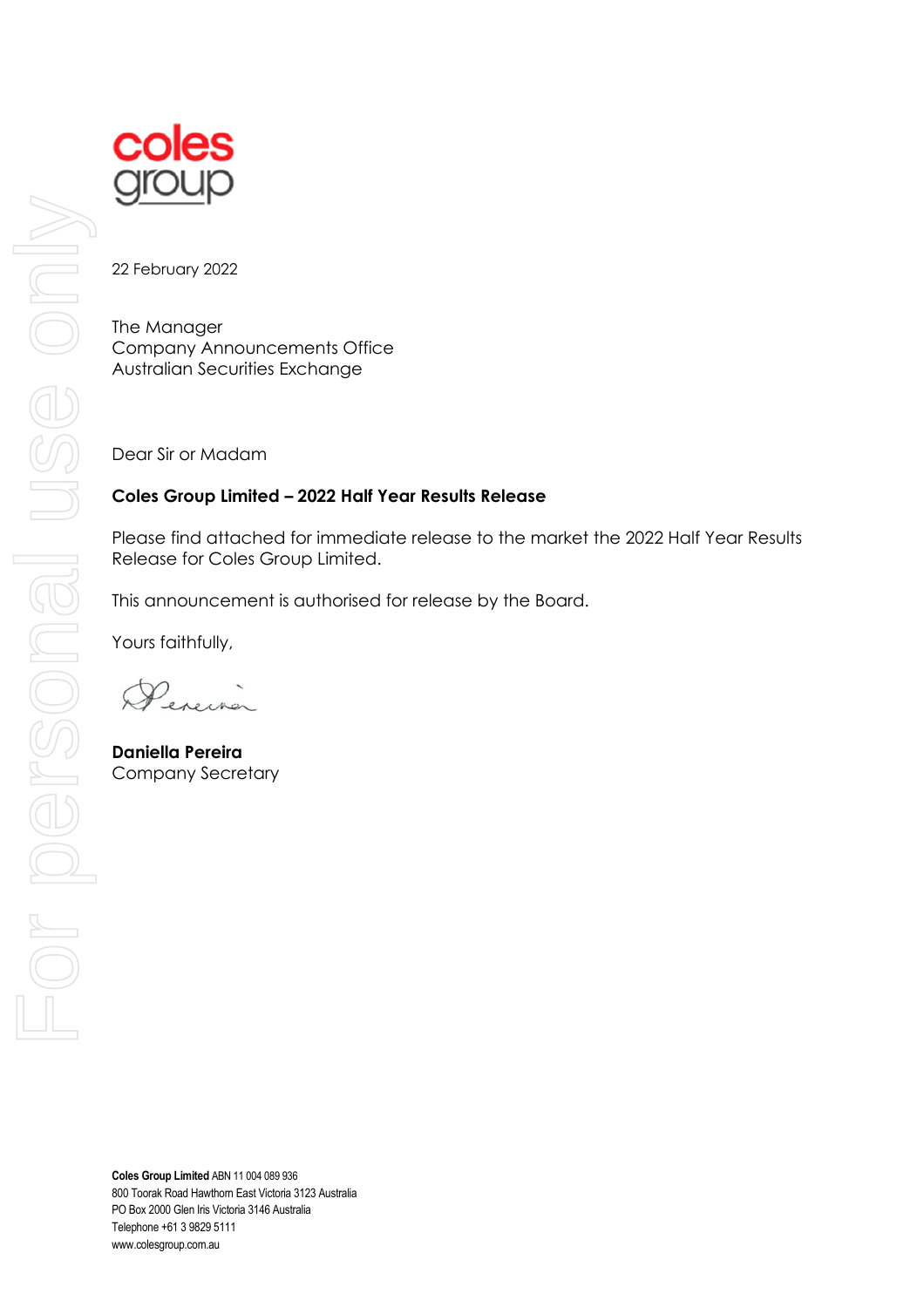coles group

22 February 2022

The Manager
Company Announcements Office
Australian Securities Exchange

Dear Sir or Madam

**Coles Group Limited – 2022 Half Year Results Release**

Please find attached for immediate release to the market the 2022 Half Year Results Release for Coles Group Limited.

This announcement is authorised for release by the Board.

Yours faithfully,

**Daniella Pereira**
Company Secretary

**Coles Group Limited** ABN 11 004 089 936
800 Toorak Road Hawthorn East Victoria 3123 Australia
PO Box 2000 Glen Iris Victoria 3146 Australia
Telephone +61 3 9829 5111
www.colesgroup.com.au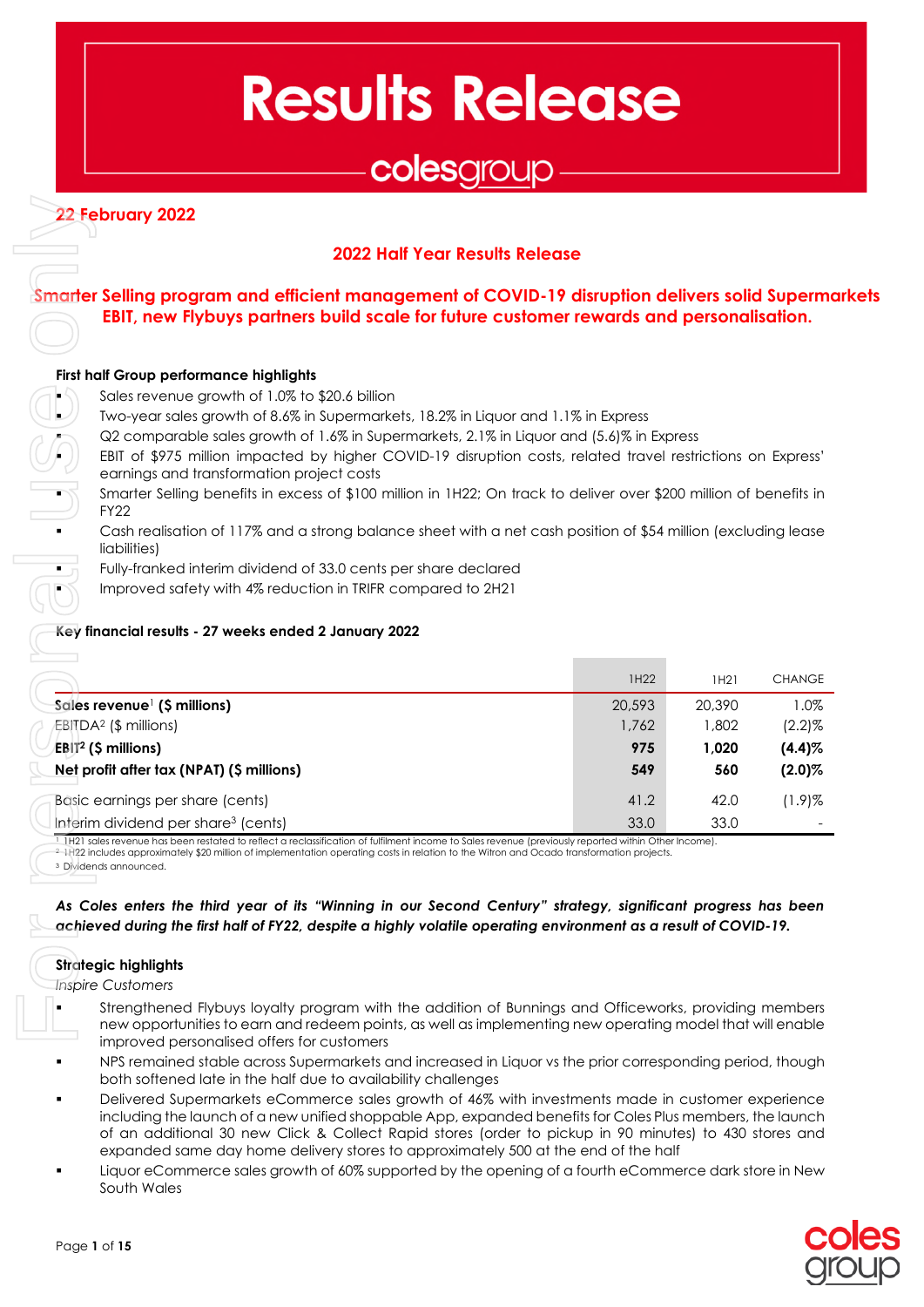# Results Release

colesgroup

**22 February 2022**

## 2022 Half Year Results Release

## Smarter Selling program and efficient management of COVID-19 disruption delivers solid Supermarkets EBIT, new Flybuys partners build scale for future customer rewards and personalisation.

**First half Group performance highlights**

- Sales revenue growth of 1.0% to $20.6 billion
- Two-year sales growth of 8.6% in Supermarkets, 18.2% in Liquor and 1.1% in Express
- Q2 comparable sales growth of 1.6% in Supermarkets, 2.1% in Liquor and (5.6)% in Express
- EBIT of $975 million impacted by higher COVID-19 disruption costs, related travel restrictions on Express' earnings and transformation project costs
- Smarter Selling benefits in excess of $100 million in 1H22; On track to deliver over $200 million of benefits in FY22
- Cash realisation of 117% and a strong balance sheet with a net cash position of $54 million (excluding lease liabilities)
- Fully-franked interim dividend of 33.0 cents per share declared
- Improved safety with 4% reduction in TRIFR compared to 2H21

**Key financial results - 27 weeks ended 2 January 2022**

| | 1H22 | 1H21 | CHANGE |
|---|---|---|---|
| **Sales revenue[1] ($ millions)** | 20,593 | 20,390 | 1.0% |
| EBITDA[2] ($ millions) | 1,762 | 1,802 | (2.2)% |
| **EBIT[2] ($ millions)** | **975** | **1,020** | **(4.4)%** |
| **Net profit after tax (NPAT) ($ millions)** | **549** | **560** | **(2.0)%** |
| Basic earnings per share (cents) | 41.2 | 42.0 | (1.9)% |
| Interim dividend per share[3] (cents) | 33.0 | 33.0 | - |

[1] 1H21 sales revenue has been restated to reflect a reclassification of fulfilment income to Sales revenue (previously reported within Other Income).
[2] 1H22 includes approximately $20 million of implementation operating costs in relation to the Witron and Ocado transformation projects.
[3] Dividends announced.

***As Coles enters the third year of its "Winning in our Second Century" strategy, significant progress has been achieved during the first half of FY22, despite a highly volatile operating environment as a result of COVID-19.***

**Strategic highlights**

*Inspire Customers*

- Strengthened Flybuys loyalty program with the addition of Bunnings and Officeworks, providing members new opportunities to earn and redeem points, as well as implementing new operating model that will enable improved personalised offers for customers
- NPS remained stable across Supermarkets and increased in Liquor vs the prior corresponding period, though both softened late in the half due to availability challenges
- Delivered Supermarkets eCommerce sales growth of 46% with investments made in customer experience including the launch of a new unified shoppable App, expanded benefits for Coles Plus members, the launch of an additional 30 new Click & Collect Rapid stores (order to pickup in 90 minutes) to 430 stores and expanded same day home delivery stores to approximately 500 at the end of the half
- Liquor eCommerce sales growth of 60% supported by the opening of a fourth eCommerce dark store in New South Wales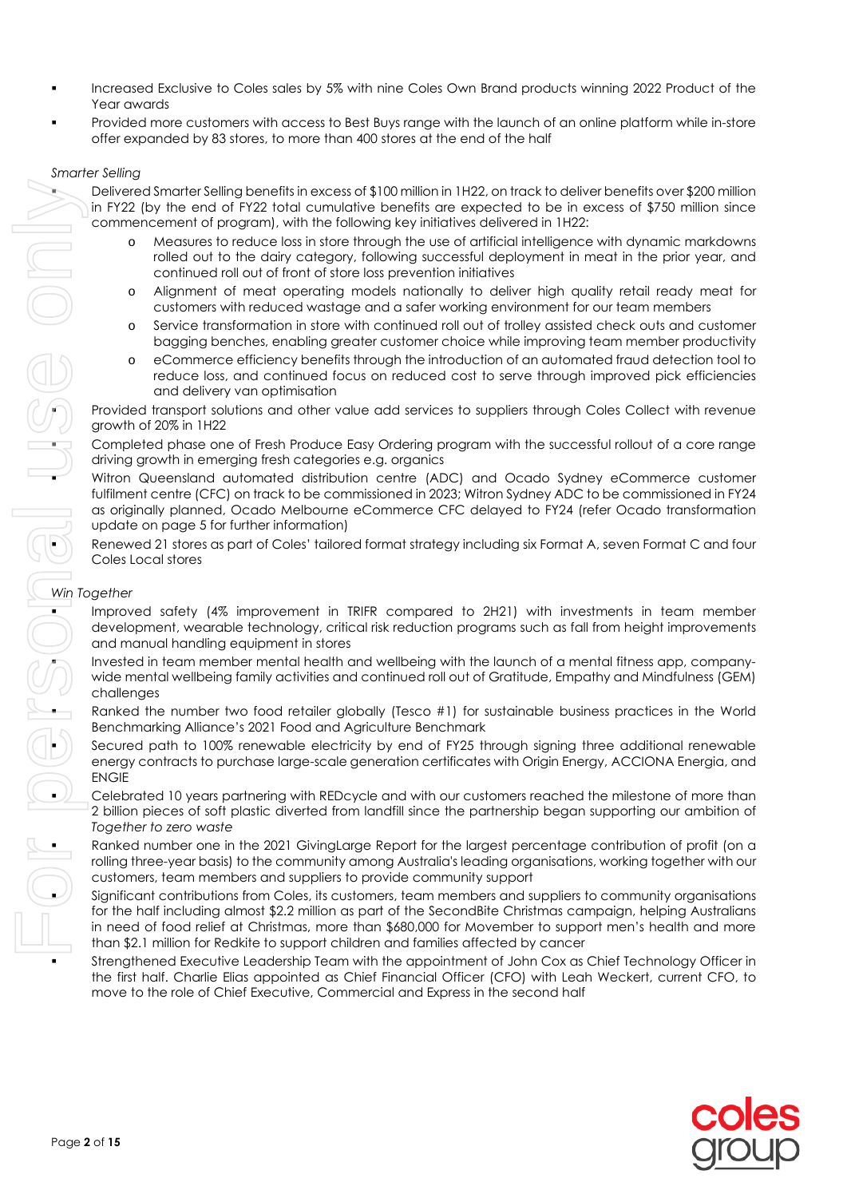- Increased Exclusive to Coles sales by 5% with nine Coles Own Brand products winning 2022 Product of the Year awards
- Provided more customers with access to Best Buys range with the launch of an online platform while in-store offer expanded by 83 stores, to more than 400 stores at the end of the half

*Smarter Selling*

- Delivered Smarter Selling benefits in excess of $100 million in 1H22, on track to deliver benefits over $200 million in FY22 (by the end of FY22 total cumulative benefits are expected to be in excess of $750 million since commencement of program), with the following key initiatives delivered in 1H22:
  - Measures to reduce loss in store through the use of artificial intelligence with dynamic markdowns rolled out to the dairy category, following successful deployment in meat in the prior year, and continued roll out of front of store loss prevention initiatives
  - Alignment of meat operating models nationally to deliver high quality retail ready meat for customers with reduced wastage and a safer working environment for our team members
  - Service transformation in store with continued roll out of trolley assisted check outs and customer bagging benches, enabling greater customer choice while improving team member productivity
  - eCommerce efficiency benefits through the introduction of an automated fraud detection tool to reduce loss, and continued focus on reduced cost to serve through improved pick efficiencies and delivery van optimisation
- Provided transport solutions and other value add services to suppliers through Coles Collect with revenue growth of 20% in 1H22
- Completed phase one of Fresh Produce Easy Ordering program with the successful rollout of a core range driving growth in emerging fresh categories e.g. organics
- Witron Queensland automated distribution centre (ADC) and Ocado Sydney eCommerce customer fulfilment centre (CFC) on track to be commissioned in 2023; Witron Sydney ADC to be commissioned in FY24 as originally planned, Ocado Melbourne eCommerce CFC delayed to FY24 (refer Ocado transformation update on page 5 for further information)
- Renewed 21 stores as part of Coles' tailored format strategy including six Format A, seven Format C and four Coles Local stores

*Win Together*

- Improved safety (4% improvement in TRIFR compared to 2H21) with investments in team member development, wearable technology, critical risk reduction programs such as fall from height improvements and manual handling equipment in stores
- Invested in team member mental health and wellbeing with the launch of a mental fitness app, company-wide mental wellbeing family activities and continued roll out of Gratitude, Empathy and Mindfulness (GEM) challenges
- Ranked the number two food retailer globally (Tesco #1) for sustainable business practices in the World Benchmarking Alliance's 2021 Food and Agriculture Benchmark
- Secured path to 100% renewable electricity by end of FY25 through signing three additional renewable energy contracts to purchase large-scale generation certificates with Origin Energy, ACCIONA Energia, and ENGIE
- Celebrated 10 years partnering with REDcycle and with our customers reached the milestone of more than 2 billion pieces of soft plastic diverted from landfill since the partnership began supporting our ambition of *Together to zero waste*
- Ranked number one in the 2021 GivingLarge Report for the largest percentage contribution of profit (on a rolling three-year basis) to the community among Australia's leading organisations, working together with our customers, team members and suppliers to provide community support
- Significant contributions from Coles, its customers, team members and suppliers to community organisations for the half including almost $2.2 million as part of the SecondBite Christmas campaign, helping Australians in need of food relief at Christmas, more than $680,000 for Movember to support men's health and more than $2.1 million for Redkite to support children and families affected by cancer
- Strengthened Executive Leadership Team with the appointment of John Cox as Chief Technology Officer in the first half. Charlie Elias appointed as Chief Financial Officer (CFO) with Leah Weckert, current CFO, to move to the role of Chief Executive, Commercial and Express in the second half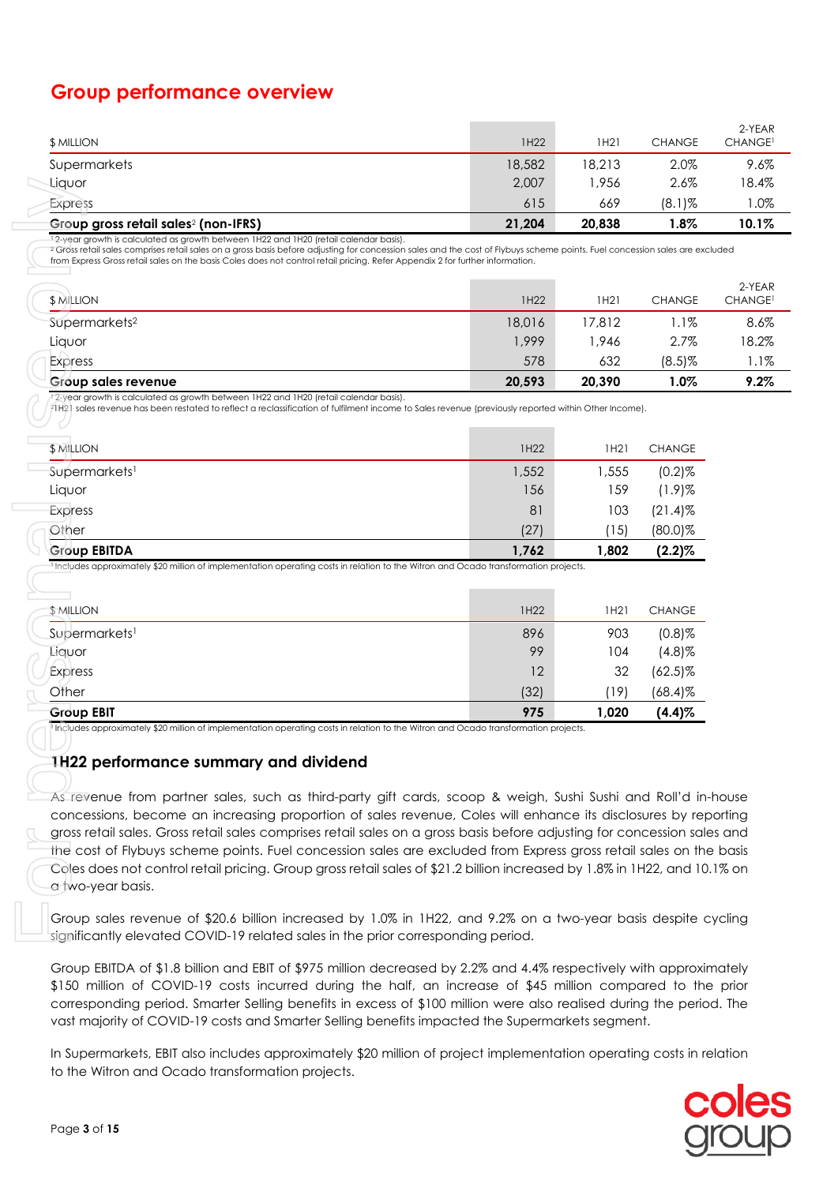# Group performance overview

| $ MILLION | 1H22 | 1H21 | CHANGE | 2-YEAR CHANGE[1] |
|---|---|---|---|---|
| Supermarkets | 18,582 | 18,213 | 2.0% | 9.6% |
| Liquor | 2,007 | 1,956 | 2.6% | 18.4% |
| Express | 615 | 669 | (8.1)% | 1.0% |
| **Group gross retail sales[2] (non-IFRS)** | **21,204** | **20,838** | **1.8%** | **10.1%** |

[1] 2-year growth is calculated as growth between 1H22 and 1H20 (retail calendar basis).
[2] Gross retail sales comprises retail sales on a gross basis before adjusting for concession sales and the cost of Flybuys scheme points. Fuel concession sales are excluded from Express Gross retail sales on the basis Coles does not control retail pricing. Refer Appendix 2 for further information.

| $ MILLION | 1H22 | 1H21 | CHANGE | 2-YEAR CHANGE[1] |
|---|---|---|---|---|
| Supermarkets[2] | 18,016 | 17,812 | 1.1% | 8.6% |
| Liquor | 1,999 | 1,946 | 2.7% | 18.2% |
| Express | 578 | 632 | (8.5)% | 1.1% |
| **Group sales revenue** | **20,593** | **20,390** | **1.0%** | **9.2%** |

[1] 2-year growth is calculated as growth between 1H22 and 1H20 (retail calendar basis).
[2] 1H21 sales revenue has been restated to reflect a reclassification of fulfilment income to Sales revenue (previously reported within Other Income).

| $ MILLION | 1H22 | 1H21 | CHANGE |
|---|---|---|---|
| Supermarkets[1] | 1,552 | 1,555 | (0.2)% |
| Liquor | 156 | 159 | (1.9)% |
| Express | 81 | 103 | (21.4)% |
| Other | (27) | (15) | (80.0)% |
| **Group EBITDA** | **1,762** | **1,802** | **(2.2)%** |

[1] Includes approximately $20 million of implementation operating costs in relation to the Witron and Ocado transformation projects.

| $ MILLION | 1H22 | 1H21 | CHANGE |
|---|---|---|---|
| Supermarkets[1] | 896 | 903 | (0.8)% |
| Liquor | 99 | 104 | (4.8)% |
| Express | 12 | 32 | (62.5)% |
| Other | (32) | (19) | (68.4)% |
| **Group EBIT** | **975** | **1,020** | **(4.4)%** |

[1] Includes approximately $20 million of implementation operating costs in relation to the Witron and Ocado transformation projects.

## 1H22 performance summary and dividend

As revenue from partner sales, such as third-party gift cards, scoop & weigh, Sushi Sushi and Roll'd in-house concessions, become an increasing proportion of sales revenue, Coles will enhance its disclosures by reporting gross retail sales. Gross retail sales comprises retail sales on a gross basis before adjusting for concession sales and the cost of Flybuys scheme points. Fuel concession sales are excluded from Express gross retail sales on the basis Coles does not control retail pricing. Group gross retail sales of $21.2 billion increased by 1.8% in 1H22, and 10.1% on a two-year basis.

Group sales revenue of $20.6 billion increased by 1.0% in 1H22, and 9.2% on a two-year basis despite cycling significantly elevated COVID-19 related sales in the prior corresponding period.

Group EBITDA of $1.8 billion and EBIT of $975 million decreased by 2.2% and 4.4% respectively with approximately $150 million of COVID-19 costs incurred during the half, an increase of $45 million compared to the prior corresponding period. Smarter Selling benefits in excess of $100 million were also realised during the period. The vast majority of COVID-19 costs and Smarter Selling benefits impacted the Supermarkets segment.

In Supermarkets, EBIT also includes approximately $20 million of project implementation operating costs in relation to the Witron and Ocado transformation projects.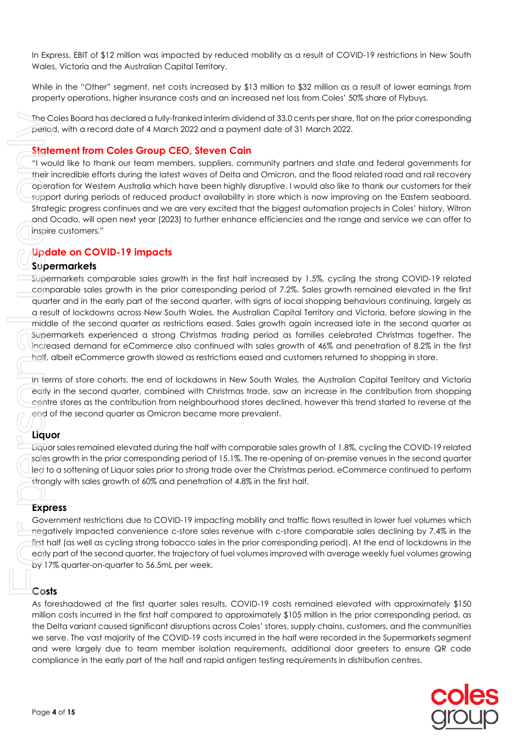In Express, EBIT of $12 million was impacted by reduced mobility as a result of COVID-19 restrictions in New South Wales, Victoria and the Australian Capital Territory.

While in the "Other" segment, net costs increased by $13 million to $32 million as a result of lower earnings from property operations, higher insurance costs and an increased net loss from Coles' 50% share of Flybuys.

The Coles Board has declared a fully-franked interim dividend of 33.0 cents per share, flat on the prior corresponding period, with a record date of 4 March 2022 and a payment date of 31 March 2022.

## Statement from Coles Group CEO, Steven Cain

"I would like to thank our team members, suppliers, community partners and state and federal governments for their incredible efforts during the latest waves of Delta and Omicron, and the flood related road and rail recovery operation for Western Australia which have been highly disruptive. I would also like to thank our customers for their support during periods of reduced product availability in store which is now improving on the Eastern seaboard. Strategic progress continues and we are very excited that the biggest automation projects in Coles' history, Witron and Ocado, will open next year (2023) to further enhance efficiencies and the range and service we can offer to inspire customers."

## Update on COVID-19 impacts

### Supermarkets

Supermarkets comparable sales growth in the first half increased by 1.5%, cycling the strong COVID-19 related comparable sales growth in the prior corresponding period of 7.2%. Sales growth remained elevated in the first quarter and in the early part of the second quarter, with signs of local shopping behaviours continuing, largely as a result of lockdowns across New South Wales, the Australian Capital Territory and Victoria, before slowing in the middle of the second quarter as restrictions eased. Sales growth again increased late in the second quarter as Supermarkets experienced a strong Christmas trading period as families celebrated Christmas together. The increased demand for eCommerce also continued with sales growth of 46% and penetration of 8.2% in the first half, albeit eCommerce growth slowed as restrictions eased and customers returned to shopping in store.

In terms of store cohorts, the end of lockdowns in New South Wales, the Australian Capital Territory and Victoria early in the second quarter, combined with Christmas trade, saw an increase in the contribution from shopping centre stores as the contribution from neighbourhood stores declined, however this trend started to reverse at the end of the second quarter as Omicron became more prevalent.

### Liquor

Liquor sales remained elevated during the half with comparable sales growth of 1.8%, cycling the COVID-19 related sales growth in the prior corresponding period of 15.1%. The re-opening of on-premise venues in the second quarter led to a softening of Liquor sales prior to strong trade over the Christmas period. eCommerce continued to perform strongly with sales growth of 60% and penetration of 4.8% in the first half.

### Express

Government restrictions due to COVID-19 impacting mobility and traffic flows resulted in lower fuel volumes which negatively impacted convenience c-store sales revenue with c-store comparable sales declining by 7.4% in the first half (as well as cycling strong tobacco sales in the prior corresponding period). At the end of lockdowns in the early part of the second quarter, the trajectory of fuel volumes improved with average weekly fuel volumes growing by 17% quarter-on-quarter to 56.5mL per week.

### Costs

As foreshadowed at the first quarter sales results, COVID-19 costs remained elevated with approximately $150 million costs incurred in the first half compared to approximately $105 million in the prior corresponding period, as the Delta variant caused significant disruptions across Coles' stores, supply chains, customers, and the communities we serve. The vast majority of the COVID-19 costs incurred in the half were recorded in the Supermarkets segment and were largely due to team member isolation requirements, additional door greeters to ensure QR code compliance in the early part of the half and rapid antigen testing requirements in distribution centres.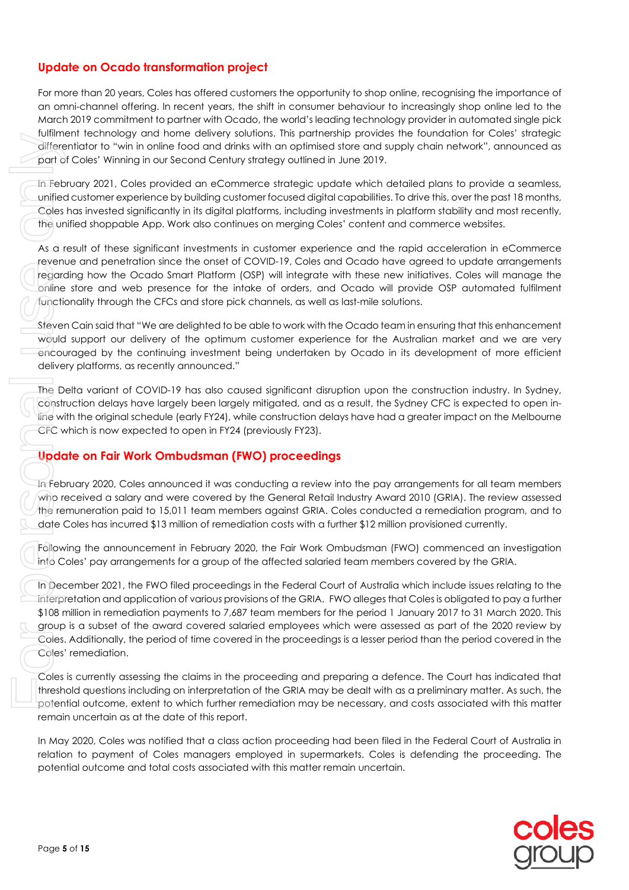## Update on Ocado transformation project

For more than 20 years, Coles has offered customers the opportunity to shop online, recognising the importance of an omni-channel offering. In recent years, the shift in consumer behaviour to increasingly shop online led to the March 2019 commitment to partner with Ocado, the world's leading technology provider in automated single pick fulfilment technology and home delivery solutions. This partnership provides the foundation for Coles' strategic differentiator to "win in online food and drinks with an optimised store and supply chain network", announced as part of Coles' Winning in our Second Century strategy outlined in June 2019.

In February 2021, Coles provided an eCommerce strategic update which detailed plans to provide a seamless, unified customer experience by building customer focused digital capabilities. To drive this, over the past 18 months, Coles has invested significantly in its digital platforms, including investments in platform stability and most recently, the unified shoppable App. Work also continues on merging Coles' content and commerce websites.

As a result of these significant investments in customer experience and the rapid acceleration in eCommerce revenue and penetration since the onset of COVID-19, Coles and Ocado have agreed to update arrangements regarding how the Ocado Smart Platform (OSP) will integrate with these new initiatives. Coles will manage the online store and web presence for the intake of orders, and Ocado will provide OSP automated fulfilment functionality through the CFCs and store pick channels, as well as last-mile solutions.

Steven Cain said that "We are delighted to be able to work with the Ocado team in ensuring that this enhancement would support our delivery of the optimum customer experience for the Australian market and we are very encouraged by the continuing investment being undertaken by Ocado in its development of more efficient delivery platforms, as recently announced."

The Delta variant of COVID-19 has also caused significant disruption upon the construction industry. In Sydney, construction delays have largely been largely mitigated, and as a result, the Sydney CFC is expected to open in-line with the original schedule (early FY24), while construction delays have had a greater impact on the Melbourne CFC which is now expected to open in FY24 (previously FY23).

## Update on Fair Work Ombudsman (FWO) proceedings

In February 2020, Coles announced it was conducting a review into the pay arrangements for all team members who received a salary and were covered by the General Retail Industry Award 2010 (GRIA). The review assessed the remuneration paid to 15,011 team members against GRIA. Coles conducted a remediation program, and to date Coles has incurred $13 million of remediation costs with a further $12 million provisioned currently.

Following the announcement in February 2020, the Fair Work Ombudsman (FWO) commenced an investigation into Coles' pay arrangements for a group of the affected salaried team members covered by the GRIA.

In December 2021, the FWO filed proceedings in the Federal Court of Australia which include issues relating to the interpretation and application of various provisions of the GRIA. FWO alleges that Coles is obligated to pay a further $108 million in remediation payments to 7,687 team members for the period 1 January 2017 to 31 March 2020. This group is a subset of the award covered salaried employees which were assessed as part of the 2020 review by Coles. Additionally, the period of time covered in the proceedings is a lesser period than the period covered in the Coles' remediation.

Coles is currently assessing the claims in the proceeding and preparing a defence. The Court has indicated that threshold questions including on interpretation of the GRIA may be dealt with as a preliminary matter. As such, the potential outcome, extent to which further remediation may be necessary, and costs associated with this matter remain uncertain as at the date of this report.

In May 2020, Coles was notified that a class action proceeding had been filed in the Federal Court of Australia in relation to payment of Coles managers employed in supermarkets. Coles is defending the proceeding. The potential outcome and total costs associated with this matter remain uncertain.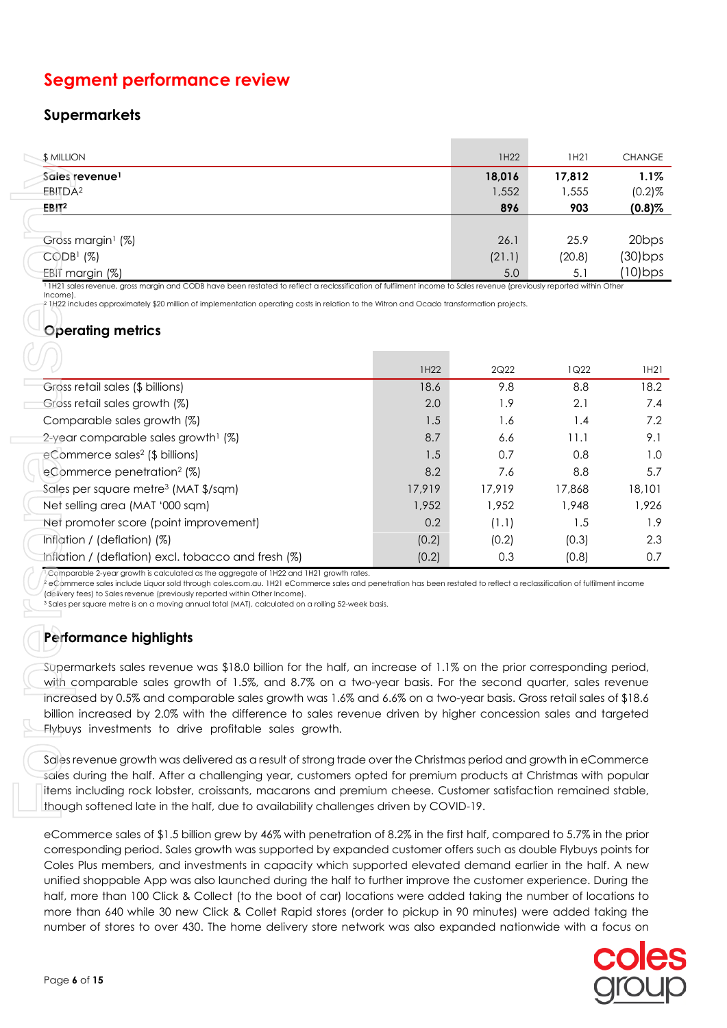# Segment performance review

## Supermarkets

| $ MILLION | 1H22 | 1H21 | CHANGE |
|---|---|---|---|
| **Sales revenue[1]** | **18,016** | **17,812** | **1.1%** |
| EBITDA[2] | 1,552 | 1,555 | (0.2)% |
| **EBIT[2]** | **896** | **903** | **(0.8)%** |
| | | | |
| Gross margin[1] (%) | 26.1 | 25.9 | 20bps |
| CODB[1] (%) | (21.1) | (20.8) | (30)bps |
| EBIT margin (%) | 5.0 | 5.1 | (10)bps |

[1] 1H21 sales revenue, gross margin and CODB have been restated to reflect a reclassification of fulfilment income to Sales revenue (previously reported within Other Income).
[2] 1H22 includes approximately $20 million of implementation operating costs in relation to the Witron and Ocado transformation projects.

### Operating metrics

| | 1H22 | 2Q22 | 1Q22 | 1H21 |
|---|---|---|---|---|
| Gross retail sales ($ billions) | 18.6 | 9.8 | 8.8 | 18.2 |
| Gross retail sales growth (%) | 2.0 | 1.9 | 2.1 | 7.4 |
| Comparable sales growth (%) | 1.5 | 1.6 | 1.4 | 7.2 |
| 2-year comparable sales growth[1] (%) | 8.7 | 6.6 | 11.1 | 9.1 |
| eCommerce sales[2] ($ billions) | 1.5 | 0.7 | 0.8 | 1.0 |
| eCommerce penetration[2] (%) | 8.2 | 7.6 | 8.8 | 5.7 |
| Sales per square metre[3] (MAT $/sqm) | 17,919 | 17,919 | 17,868 | 18,101 |
| Net selling area (MAT '000 sqm) | 1,952 | 1,952 | 1,948 | 1,926 |
| Net promoter score (point improvement) | 0.2 | (1.1) | 1.5 | 1.9 |
| Inflation / (deflation) (%) | (0.2) | (0.2) | (0.3) | 2.3 |
| Inflation / (deflation) excl. tobacco and fresh (%) | (0.2) | 0.3 | (0.8) | 0.7 |

[1] Comparable 2-year growth is calculated as the aggregate of 1H22 and 1H21 growth rates.
[2] eCommerce sales include Liquor sold through coles.com.au. 1H21 eCommerce sales and penetration has been restated to reflect a reclassification of fulfilment income (delivery fees) to Sales revenue (previously reported within Other Income).
[3] Sales per square metre is on a moving annual total (MAT), calculated on a rolling 52-week basis.

### Performance highlights

Supermarkets sales revenue was $18.0 billion for the half, an increase of 1.1% on the prior corresponding period, with comparable sales growth of 1.5%, and 8.7% on a two-year basis. For the second quarter, sales revenue increased by 0.5% and comparable sales growth was 1.6% and 6.6% on a two-year basis. Gross retail sales of $18.6 billion increased by 2.0% with the difference to sales revenue driven by higher concession sales and targeted Flybuys investments to drive profitable sales growth.

Sales revenue growth was delivered as a result of strong trade over the Christmas period and growth in eCommerce sales during the half. After a challenging year, customers opted for premium products at Christmas with popular items including rock lobster, croissants, macarons and premium cheese. Customer satisfaction remained stable, though softened late in the half, due to availability challenges driven by COVID-19.

eCommerce sales of $1.5 billion grew by 46% with penetration of 8.2% in the first half, compared to 5.7% in the prior corresponding period. Sales growth was supported by expanded customer offers such as double Flybuys points for Coles Plus members, and investments in capacity which supported elevated demand earlier in the half. A new unified shoppable App was also launched during the half to further improve the customer experience. During the half, more than 100 Click & Collect (to the boot of car) locations were added taking the number of locations to more than 640 while 30 new Click & Collet Rapid stores (order to pickup in 90 minutes) were added taking the number of stores to over 430. The home delivery store network was also expanded nationwide with a focus on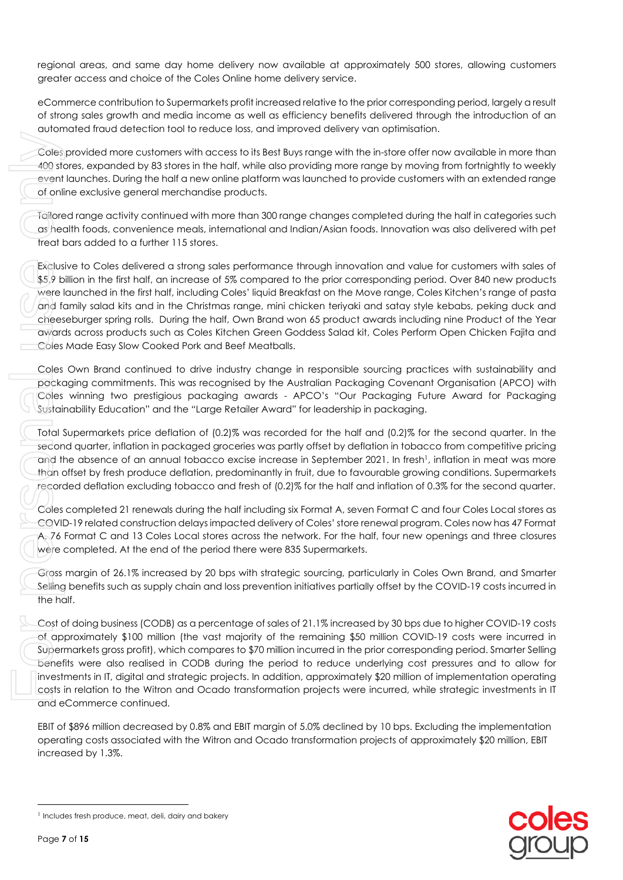regional areas, and same day home delivery now available at approximately 500 stores, allowing customers greater access and choice of the Coles Online home delivery service.

eCommerce contribution to Supermarkets profit increased relative to the prior corresponding period, largely a result of strong sales growth and media income as well as efficiency benefits delivered through the introduction of an automated fraud detection tool to reduce loss, and improved delivery van optimisation.

Coles provided more customers with access to its Best Buys range with the in-store offer now available in more than 400 stores, expanded by 83 stores in the half, while also providing more range by moving from fortnightly to weekly event launches. During the half a new online platform was launched to provide customers with an extended range of online exclusive general merchandise products.

Tailored range activity continued with more than 300 range changes completed during the half in categories such as health foods, convenience meals, international and Indian/Asian foods. Innovation was also delivered with pet treat bars added to a further 115 stores.

Exclusive to Coles delivered a strong sales performance through innovation and value for customers with sales of $5.9 billion in the first half, an increase of 5% compared to the prior corresponding period. Over 840 new products were launched in the first half, including Coles' liquid Breakfast on the Move range, Coles Kitchen's range of pasta and family salad kits and in the Christmas range, mini chicken teriyaki and satay style kebabs, peking duck and cheeseburger spring rolls. During the half, Own Brand won 65 product awards including nine Product of the Year awards across products such as Coles Kitchen Green Goddess Salad kit, Coles Perform Open Chicken Fajita and Coles Made Easy Slow Cooked Pork and Beef Meatballs.

Coles Own Brand continued to drive industry change in responsible sourcing practices with sustainability and packaging commitments. This was recognised by the Australian Packaging Covenant Organisation (APCO) with Coles winning two prestigious packaging awards - APCO's "Our Packaging Future Award for Packaging Sustainability Education" and the "Large Retailer Award" for leadership in packaging.

Total Supermarkets price deflation of (0.2)% was recorded for the half and (0.2)% for the second quarter. In the second quarter, inflation in packaged groceries was partly offset by deflation in tobacco from competitive pricing and the absence of an annual tobacco excise increase in September 2021. In fresh[1], inflation in meat was more than offset by fresh produce deflation, predominantly in fruit, due to favourable growing conditions. Supermarkets recorded deflation excluding tobacco and fresh of (0.2)% for the half and inflation of 0.3% for the second quarter.

Coles completed 21 renewals during the half including six Format A, seven Format C and four Coles Local stores as COVID-19 related construction delays impacted delivery of Coles' store renewal program. Coles now has 47 Format A, 76 Format C and 13 Coles Local stores across the network. For the half, four new openings and three closures were completed. At the end of the period there were 835 Supermarkets.

Gross margin of 26.1% increased by 20 bps with strategic sourcing, particularly in Coles Own Brand, and Smarter Selling benefits such as supply chain and loss prevention initiatives partially offset by the COVID-19 costs incurred in the half.

Cost of doing business (CODB) as a percentage of sales of 21.1% increased by 30 bps due to higher COVID-19 costs of approximately $100 million (the vast majority of the remaining $50 million COVID-19 costs were incurred in Supermarkets gross profit), which compares to $70 million incurred in the prior corresponding period. Smarter Selling benefits were also realised in CODB during the period to reduce underlying cost pressures and to allow for investments in IT, digital and strategic projects. In addition, approximately $20 million of implementation operating costs in relation to the Witron and Ocado transformation projects were incurred, while strategic investments in IT and eCommerce continued.

EBIT of $896 million decreased by 0.8% and EBIT margin of 5.0% declined by 10 bps. Excluding the implementation operating costs associated with the Witron and Ocado transformation projects of approximately $20 million, EBIT increased by 1.3%.

---

[1] Includes fresh produce, meat, deli, dairy and bakery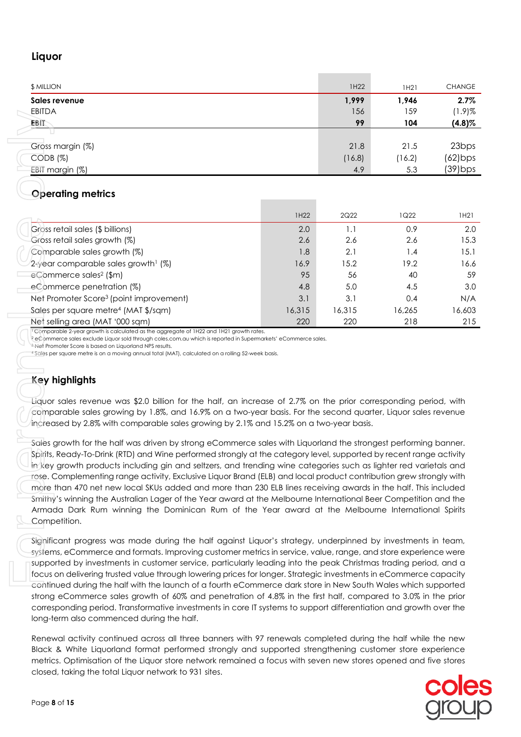## Liquor

| $ MILLION | 1H22 | 1H21 | CHANGE |
|---|---|---|---|
| **Sales revenue** | **1,999** | **1,946** | **2.7%** |
| EBITDA | 156 | 159 | (1.9)% |
| **EBIT** | **99** | **104** | **(4.8)%** |
| | | | |
| Gross margin (%) | 21.8 | 21.5 | 23bps |
| CODB (%) | (16.8) | (16.2) | (62)bps |
| EBIT margin (%) | 4.9 | 5.3 | (39)bps |

## Operating metrics

| | 1H22 | 2Q22 | 1Q22 | 1H21 |
|---|---|---|---|---|
| Gross retail sales ($ billions) | 2.0 | 1.1 | 0.9 | 2.0 |
| Gross retail sales growth (%) | 2.6 | 2.6 | 2.6 | 15.3 |
| Comparable sales growth (%) | 1.8 | 2.1 | 1.4 | 15.1 |
| 2-year comparable sales growth[1] (%) | 16.9 | 15.2 | 19.2 | 16.6 |
| eCommerce sales[2] ($m) | 95 | 56 | 40 | 59 |
| eCommerce penetration (%) | 4.8 | 5.0 | 4.5 | 3.0 |
| Net Promoter Score[3] (point improvement) | 3.1 | 3.1 | 0.4 | N/A |
| Sales per square metre[4] (MAT $/sqm) | 16,315 | 16,315 | 16,265 | 16,603 |
| Net selling area (MAT '000 sqm) | 220 | 220 | 218 | 215 |

[1] Comparable 2-year growth is calculated as the aggregate of 1H22 and 1H21 growth rates.
[2] eCommerce sales exclude Liquor sold through coles.com.au which is reported in Supermarkets' eCommerce sales.
[3] Net Promoter Score is based on Liquorland NPS results.
[4] Sales per square metre is on a moving annual total (MAT), calculated on a rolling 52-week basis.

## Key highlights

Liquor sales revenue was $2.0 billion for the half, an increase of 2.7% on the prior corresponding period, with comparable sales growing by 1.8%, and 16.9% on a two-year basis. For the second quarter, Liquor sales revenue increased by 2.8% with comparable sales growing by 2.1% and 15.2% on a two-year basis.

Sales growth for the half was driven by strong eCommerce sales with Liquorland the strongest performing banner. Spirits, Ready-To-Drink (RTD) and Wine performed strongly at the category level, supported by recent range activity in key growth products including gin and seltzers, and trending wine categories such as lighter red varietals and rose. Complementing range activity, Exclusive Liquor Brand (ELB) and local product contribution grew strongly with more than 470 net new local SKUs added and more than 230 ELB lines receiving awards in the half. This included Smithy's winning the Australian Lager of the Year award at the Melbourne International Beer Competition and the Armada Dark Rum winning the Dominican Rum of the Year award at the Melbourne International Spirits Competition.

Significant progress was made during the half against Liquor's strategy, underpinned by investments in team, systems, eCommerce and formats. Improving customer metrics in service, value, range, and store experience were supported by investments in customer service, particularly leading into the peak Christmas trading period, and a focus on delivering trusted value through lowering prices for longer. Strategic investments in eCommerce capacity continued during the half with the launch of a fourth eCommerce dark store in New South Wales which supported strong eCommerce sales growth of 60% and penetration of 4.8% in the first half, compared to 3.0% in the prior corresponding period. Transformative investments in core IT systems to support differentiation and growth over the long-term also commenced during the half.

Renewal activity continued across all three banners with 97 renewals completed during the half while the new Black & White Liquorland format performed strongly and supported strengthening customer store experience metrics. Optimisation of the Liquor store network remained a focus with seven new stores opened and five stores closed, taking the total Liquor network to 931 sites.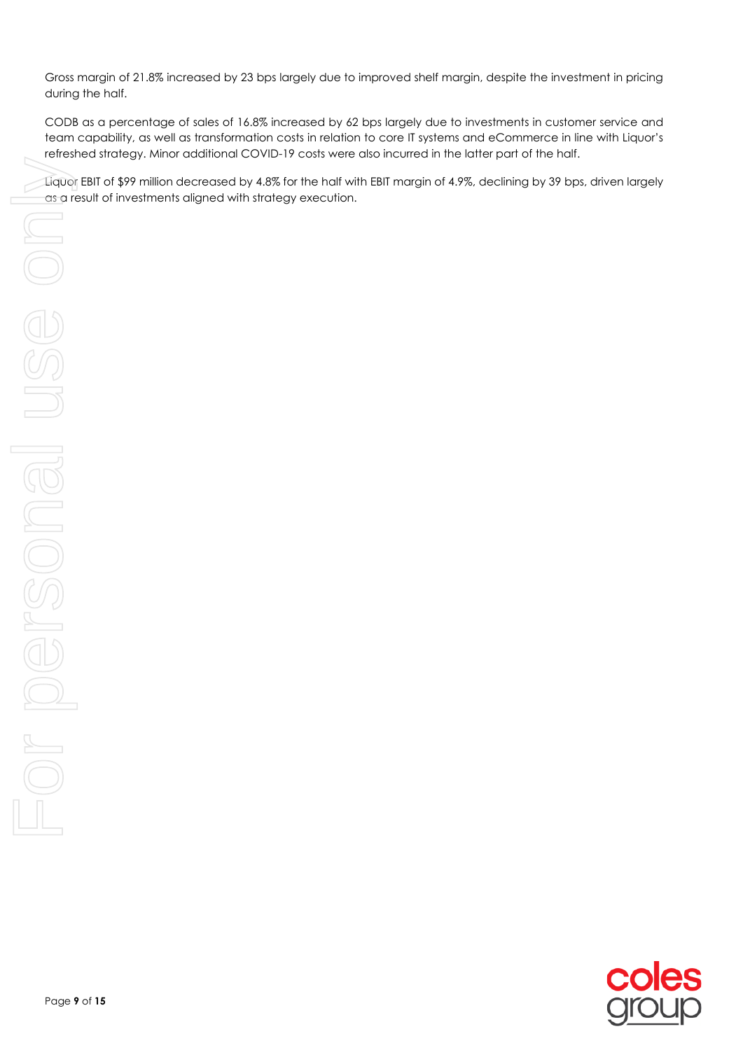Gross margin of 21.8% increased by 23 bps largely due to improved shelf margin, despite the investment in pricing during the half.

CODB as a percentage of sales of 16.8% increased by 62 bps largely due to investments in customer service and team capability, as well as transformation costs in relation to core IT systems and eCommerce in line with Liquor's refreshed strategy. Minor additional COVID-19 costs were also incurred in the latter part of the half.

Liquor EBIT of $99 million decreased by 4.8% for the half with EBIT margin of 4.9%, declining by 39 bps, driven largely as a result of investments aligned with strategy execution.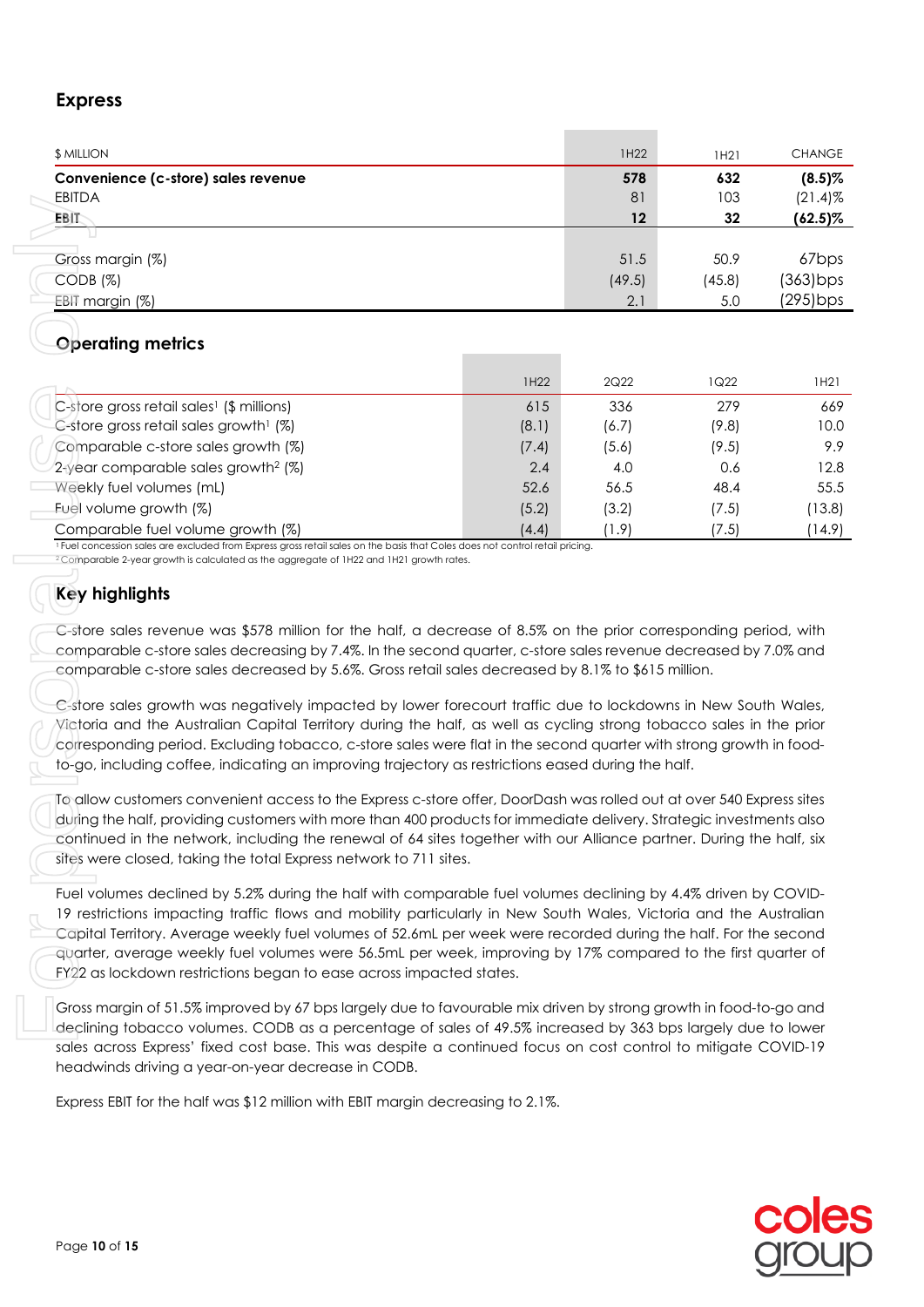## Express

| $ MILLION | 1H22 | 1H21 | CHANGE |
|---|---|---|---|
| **Convenience (c-store) sales revenue** | **578** | **632** | **(8.5)%** |
| EBITDA | 81 | 103 | (21.4)% |
| **EBIT** | **12** | **32** | **(62.5)%** |
| | | | |
| Gross margin (%) | 51.5 | 50.9 | 67bps |
| CODB (%) | (49.5) | (45.8) | (363)bps |
| EBIT margin (%) | 2.1 | 5.0 | (295)bps |

## Operating metrics

| | 1H22 | 2Q22 | 1Q22 | 1H21 |
|---|---|---|---|---|
| C-store gross retail sales[1] ($ millions) | 615 | 336 | 279 | 669 |
| C-store gross retail sales growth[1] (%) | (8.1) | (6.7) | (9.8) | 10.0 |
| Comparable c-store sales growth (%) | (7.4) | (5.6) | (9.5) | 9.9 |
| 2-year comparable sales growth[2] (%) | 2.4 | 4.0 | 0.6 | 12.8 |
| Weekly fuel volumes (mL) | 52.6 | 56.5 | 48.4 | 55.5 |
| Fuel volume growth (%) | (5.2) | (3.2) | (7.5) | (13.8) |
| Comparable fuel volume growth (%) | (4.4) | (1.9) | (7.5) | (14.9) |

[1] Fuel concession sales are excluded from Express gross retail sales on the basis that Coles does not control retail pricing.
[2] Comparable 2-year growth is calculated as the aggregate of 1H22 and 1H21 growth rates.

## Key highlights

C-store sales revenue was $578 million for the half, a decrease of 8.5% on the prior corresponding period, with comparable c-store sales decreasing by 7.4%. In the second quarter, c-store sales revenue decreased by 7.0% and comparable c-store sales decreased by 5.6%. Gross retail sales decreased by 8.1% to $615 million.

C-store sales growth was negatively impacted by lower forecourt traffic due to lockdowns in New South Wales, Victoria and the Australian Capital Territory during the half, as well as cycling strong tobacco sales in the prior corresponding period. Excluding tobacco, c-store sales were flat in the second quarter with strong growth in food-to-go, including coffee, indicating an improving trajectory as restrictions eased during the half.

To allow customers convenient access to the Express c-store offer, DoorDash was rolled out at over 540 Express sites during the half, providing customers with more than 400 products for immediate delivery. Strategic investments also continued in the network, including the renewal of 64 sites together with our Alliance partner. During the half, six sites were closed, taking the total Express network to 711 sites.

Fuel volumes declined by 5.2% during the half with comparable fuel volumes declining by 4.4% driven by COVID-19 restrictions impacting traffic flows and mobility particularly in New South Wales, Victoria and the Australian Capital Territory. Average weekly fuel volumes of 52.6mL per week were recorded during the half. For the second quarter, average weekly fuel volumes were 56.5mL per week, improving by 17% compared to the first quarter of FY22 as lockdown restrictions began to ease across impacted states.

Gross margin of 51.5% improved by 67 bps largely due to favourable mix driven by strong growth in food-to-go and declining tobacco volumes. CODB as a percentage of sales of 49.5% increased by 363 bps largely due to lower sales across Express' fixed cost base. This was despite a continued focus on cost control to mitigate COVID-19 headwinds driving a year-on-year decrease in CODB.

Express EBIT for the half was $12 million with EBIT margin decreasing to 2.1%.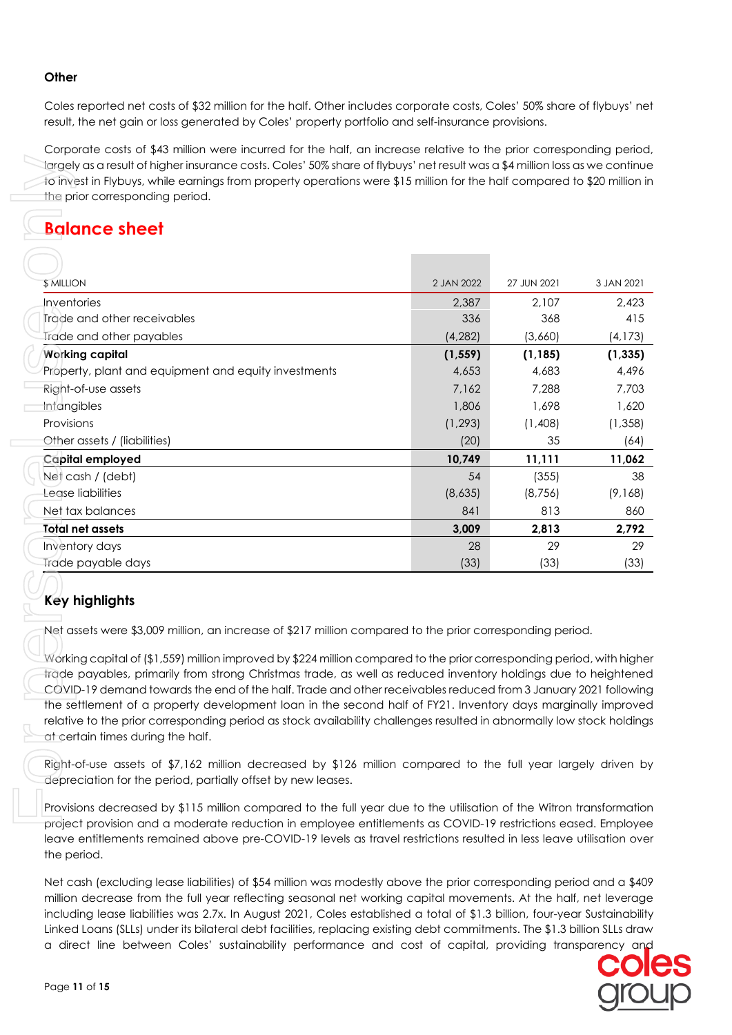### Other

Coles reported net costs of $32 million for the half. Other includes corporate costs, Coles' 50% share of flybuys' net result, the net gain or loss generated by Coles' property portfolio and self-insurance provisions.

Corporate costs of $43 million were incurred for the half, an increase relative to the prior corresponding period, largely as a result of higher insurance costs. Coles' 50% share of flybuys' net result was a $4 million loss as we continue to invest in Flybuys, while earnings from property operations were $15 million for the half compared to $20 million in the prior corresponding period.

## Balance sheet

| $ MILLION | 2 JAN 2022 | 27 JUN 2021 | 3 JAN 2021 |
|---|---|---|---|
| Inventories | 2,387 | 2,107 | 2,423 |
| Trade and other receivables | 336 | 368 | 415 |
| Trade and other payables | (4,282) | (3,660) | (4,173) |
| **Working capital** | **(1,559)** | **(1,185)** | **(1,335)** |
| Property, plant and equipment and equity investments | 4,653 | 4,683 | 4,496 |
| Right-of-use assets | 7,162 | 7,288 | 7,703 |
| Intangibles | 1,806 | 1,698 | 1,620 |
| Provisions | (1,293) | (1,408) | (1,358) |
| Other assets / (liabilities) | (20) | 35 | (64) |
| **Capital employed** | **10,749** | **11,111** | **11,062** |
| Net cash / (debt) | 54 | (355) | 38 |
| Lease liabilities | (8,635) | (8,756) | (9,168) |
| Net tax balances | 841 | 813 | 860 |
| **Total net assets** | **3,009** | **2,813** | **2,792** |
| Inventory days | 28 | 29 | 29 |
| Trade payable days | (33) | (33) | (33) |

### Key highlights

Net assets were $3,009 million, an increase of $217 million compared to the prior corresponding period.

Working capital of ($1,559) million improved by $224 million compared to the prior corresponding period, with higher trade payables, primarily from strong Christmas trade, as well as reduced inventory holdings due to heightened COVID-19 demand towards the end of the half. Trade and other receivables reduced from 3 January 2021 following the settlement of a property development loan in the second half of FY21. Inventory days marginally improved relative to the prior corresponding period as stock availability challenges resulted in abnormally low stock holdings at certain times during the half.

Right-of-use assets of $7,162 million decreased by $126 million compared to the full year largely driven by depreciation for the period, partially offset by new leases.

Provisions decreased by $115 million compared to the full year due to the utilisation of the Witron transformation project provision and a moderate reduction in employee entitlements as COVID-19 restrictions eased. Employee leave entitlements remained above pre-COVID-19 levels as travel restrictions resulted in less leave utilisation over the period.

Net cash (excluding lease liabilities) of $54 million was modestly above the prior corresponding period and a $409 million decrease from the full year reflecting seasonal net working capital movements. At the half, net leverage including lease liabilities was 2.7x. In August 2021, Coles established a total of $1.3 billion, four-year Sustainability Linked Loans (SLLs) under its bilateral debt facilities, replacing existing debt commitments. The $1.3 billion SLLs draw a direct line between Coles' sustainability performance and cost of capital, providing transparency and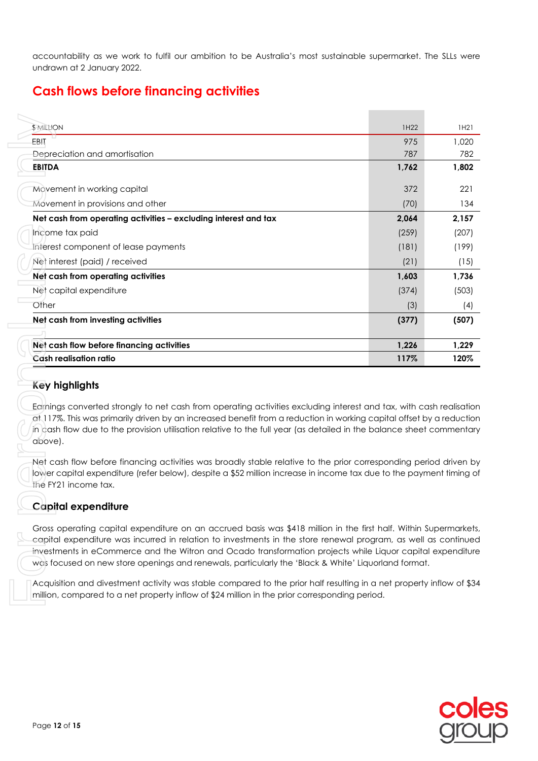accountability as we work to fulfil our ambition to be Australia's most sustainable supermarket. The SLLs were undrawn at 2 January 2022.

## Cash flows before financing activities

| $ MILLION | 1H22 | 1H21 |
|---|---|---|
| EBIT | 975 | 1,020 |
| Depreciation and amortisation | 787 | 782 |
| **EBITDA** | **1,762** | **1,802** |
| Movement in working capital | 372 | 221 |
| Movement in provisions and other | (70) | 134 |
| **Net cash from operating activities – excluding interest and tax** | **2,064** | **2,157** |
| Income tax paid | (259) | (207) |
| Interest component of lease payments | (181) | (199) |
| Net interest (paid) / received | (21) | (15) |
| **Net cash from operating activities** | **1,603** | **1,736** |
| Net capital expenditure | (374) | (503) |
| Other | (3) | (4) |
| **Net cash from investing activities** | **(377)** | **(507)** |
| **Net cash flow before financing activities** | **1,226** | **1,229** |
| **Cash realisation ratio** | **117%** | **120%** |

### Key highlights

Earnings converted strongly to net cash from operating activities excluding interest and tax, with cash realisation at 117%. This was primarily driven by an increased benefit from a reduction in working capital offset by a reduction in cash flow due to the provision utilisation relative to the full year (as detailed in the balance sheet commentary above).

Net cash flow before financing activities was broadly stable relative to the prior corresponding period driven by lower capital expenditure (refer below), despite a $52 million increase in income tax due to the payment timing of the FY21 income tax.

### Capital expenditure

Gross operating capital expenditure on an accrued basis was $418 million in the first half. Within Supermarkets, capital expenditure was incurred in relation to investments in the store renewal program, as well as continued investments in eCommerce and the Witron and Ocado transformation projects while Liquor capital expenditure was focused on new store openings and renewals, particularly the 'Black & White' Liquorland format.

Acquisition and divestment activity was stable compared to the prior half resulting in a net property inflow of $34 million, compared to a net property inflow of $24 million in the prior corresponding period.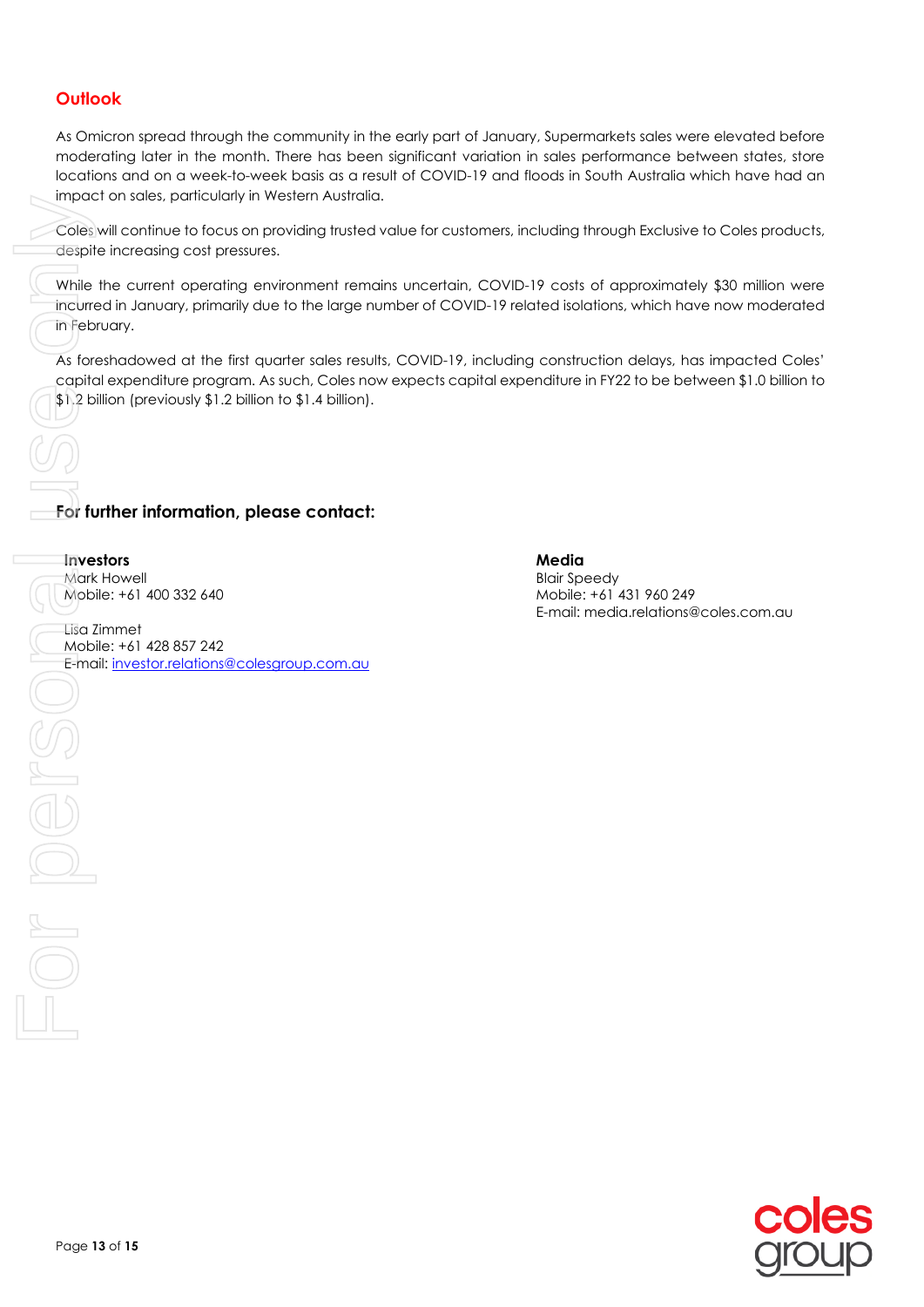## Outlook

As Omicron spread through the community in the early part of January, Supermarkets sales were elevated before moderating later in the month. There has been significant variation in sales performance between states, store locations and on a week-to-week basis as a result of COVID-19 and floods in South Australia which have had an impact on sales, particularly in Western Australia.

Coles will continue to focus on providing trusted value for customers, including through Exclusive to Coles products, despite increasing cost pressures.

While the current operating environment remains uncertain, COVID-19 costs of approximately $30 million were incurred in January, primarily due to the large number of COVID-19 related isolations, which have now moderated in February.

As foreshadowed at the first quarter sales results, COVID-19, including construction delays, has impacted Coles' capital expenditure program. As such, Coles now expects capital expenditure in FY22 to be between $1.0 billion to $1.2 billion (previously $1.2 billion to $1.4 billion).

## For further information, please contact:

**Investors**
Mark Howell
Mobile: +61 400 332 640

Lisa Zimmet
Mobile: +61 428 857 242
E-mail: investor.relations@colesgroup.com.au

**Media**
Blair Speedy
Mobile: +61 431 960 249
E-mail: media.relations@coles.com.au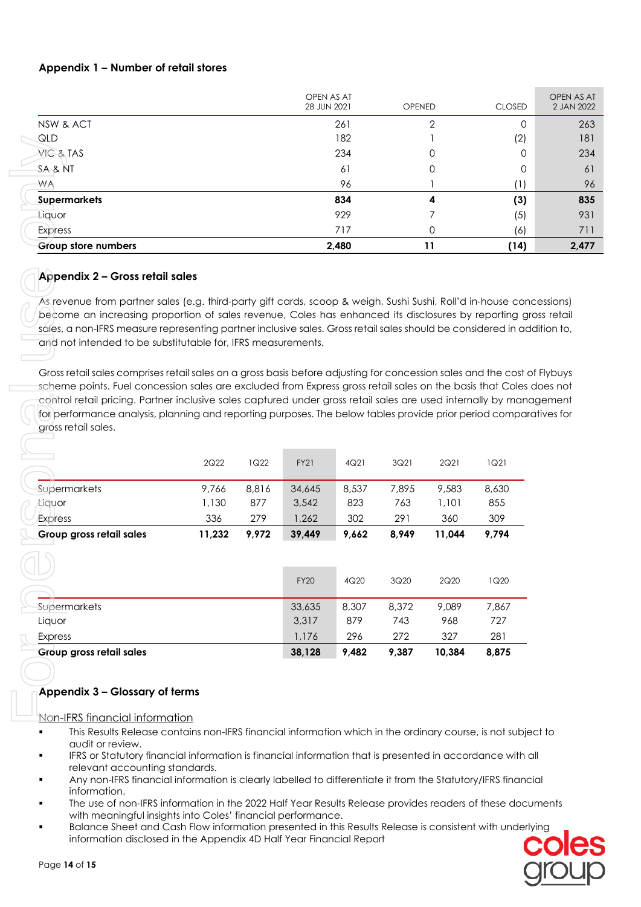## Appendix 1 – Number of retail stores

| | OPEN AS AT 28 JUN 2021 | OPENED | CLOSED | OPEN AS AT 2 JAN 2022 |
|---|---|---|---|---|
| NSW & ACT | 261 | 2 | 0 | 263 |
| QLD | 182 | 1 | (2) | 181 |
| VIC & TAS | 234 | 0 | 0 | 234 |
| SA & NT | 61 | 0 | 0 | 61 |
| WA | 96 | 1 | (1) | 96 |
| **Supermarkets** | **834** | **4** | **(3)** | **835** |
| Liquor | 929 | 7 | (5) | 931 |
| Express | 717 | 0 | (6) | 711 |
| **Group store numbers** | **2,480** | **11** | **(14)** | **2,477** |

## Appendix 2 – Gross retail sales

As revenue from partner sales (e.g. third-party gift cards, scoop & weigh, Sushi Sushi, Roll'd in-house concessions) become an increasing proportion of sales revenue, Coles has enhanced its disclosures by reporting gross retail sales, a non-IFRS measure representing partner inclusive sales. Gross retail sales should be considered in addition to, and not intended to be substitutable for, IFRS measurements.

Gross retail sales comprises retail sales on a gross basis before adjusting for concession sales and the cost of Flybuys scheme points. Fuel concession sales are excluded from Express gross retail sales on the basis that Coles does not control retail pricing. Partner inclusive sales captured under gross retail sales are used internally by management for performance analysis, planning and reporting purposes. The below tables provide prior period comparatives for gross retail sales.

| | 2Q22 | 1Q22 | FY21 | 4Q21 | 3Q21 | 2Q21 | 1Q21 |
|---|---|---|---|---|---|---|---|
| Supermarkets | 9,766 | 8,816 | 34,645 | 8,537 | 7,895 | 9,583 | 8,630 |
| Liquor | 1,130 | 877 | 3,542 | 823 | 763 | 1,101 | 855 |
| Express | 336 | 279 | 1,262 | 302 | 291 | 360 | 309 |
| **Group gross retail sales** | **11,232** | **9,972** | **39,449** | **9,662** | **8,949** | **11,044** | **9,794** |

| | FY20 | 4Q20 | 3Q20 | 2Q20 | 1Q20 |
|---|---|---|---|---|---|
| Supermarkets | 33,635 | 8,307 | 8,372 | 9,089 | 7,867 |
| Liquor | 3,317 | 879 | 743 | 968 | 727 |
| Express | 1,176 | 296 | 272 | 327 | 281 |
| **Group gross retail sales** | **38,128** | **9,482** | **9,387** | **10,384** | **8,875** |

## Appendix 3 – Glossary of terms

Non-IFRS financial information

- This Results Release contains non-IFRS financial information which in the ordinary course, is not subject to audit or review.
- IFRS or Statutory financial information is financial information that is presented in accordance with all relevant accounting standards.
- Any non-IFRS financial information is clearly labelled to differentiate it from the Statutory/IFRS financial information.
- The use of non-IFRS information in the 2022 Half Year Results Release provides readers of these documents with meaningful insights into Coles' financial performance.
- Balance Sheet and Cash Flow information presented in this Results Release is consistent with underlying information disclosed in the Appendix 4D Half Year Financial Report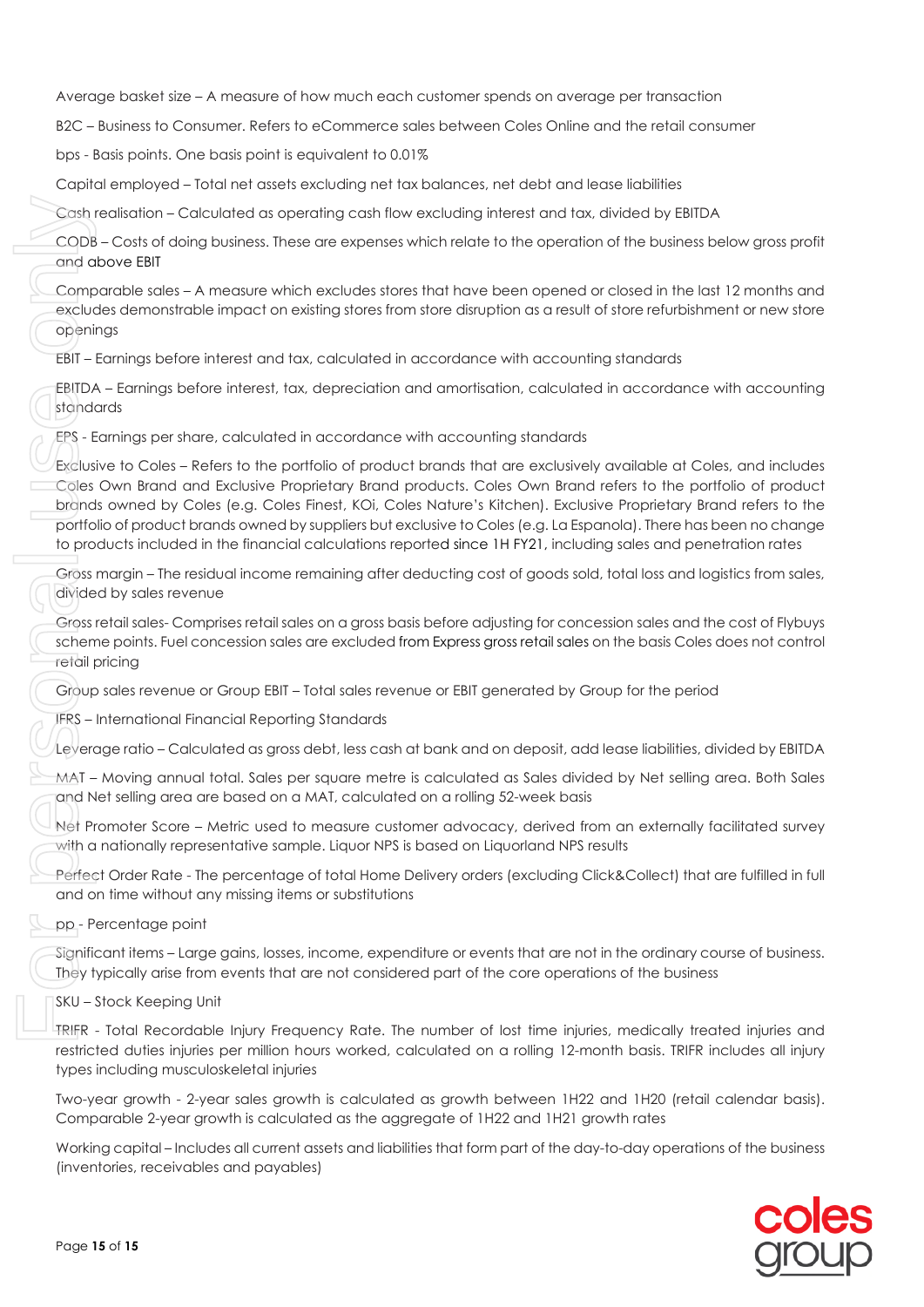Average basket size – A measure of how much each customer spends on average per transaction

B2C – Business to Consumer. Refers to eCommerce sales between Coles Online and the retail consumer

bps - Basis points. One basis point is equivalent to 0.01%

Capital employed – Total net assets excluding net tax balances, net debt and lease liabilities

Cash realisation – Calculated as operating cash flow excluding interest and tax, divided by EBITDA

CODB – Costs of doing business. These are expenses which relate to the operation of the business below gross profit and above EBIT

Comparable sales – A measure which excludes stores that have been opened or closed in the last 12 months and excludes demonstrable impact on existing stores from store disruption as a result of store refurbishment or new store openings

EBIT – Earnings before interest and tax, calculated in accordance with accounting standards

EBITDA – Earnings before interest, tax, depreciation and amortisation, calculated in accordance with accounting standards

EPS - Earnings per share, calculated in accordance with accounting standards

Exclusive to Coles – Refers to the portfolio of product brands that are exclusively available at Coles, and includes Coles Own Brand and Exclusive Proprietary Brand products. Coles Own Brand refers to the portfolio of product brands owned by Coles (e.g. Coles Finest, KOi, Coles Nature's Kitchen). Exclusive Proprietary Brand refers to the portfolio of product brands owned by suppliers but exclusive to Coles (e.g. La Espanola). There has been no change to products included in the financial calculations reported since 1H FY21, including sales and penetration rates

Gross margin – The residual income remaining after deducting cost of goods sold, total loss and logistics from sales, divided by sales revenue

Gross retail sales- Comprises retail sales on a gross basis before adjusting for concession sales and the cost of Flybuys scheme points. Fuel concession sales are excluded from Express gross retail sales on the basis Coles does not control retail pricing

Group sales revenue or Group EBIT – Total sales revenue or EBIT generated by Group for the period

IFRS – International Financial Reporting Standards

Leverage ratio – Calculated as gross debt, less cash at bank and on deposit, add lease liabilities, divided by EBITDA

MAT – Moving annual total. Sales per square metre is calculated as Sales divided by Net selling area. Both Sales and Net selling area are based on a MAT, calculated on a rolling 52-week basis

Net Promoter Score – Metric used to measure customer advocacy, derived from an externally facilitated survey with a nationally representative sample. Liquor NPS is based on Liquorland NPS results

Perfect Order Rate - The percentage of total Home Delivery orders (excluding Click&Collect) that are fulfilled in full and on time without any missing items or substitutions

pp - Percentage point

Significant items – Large gains, losses, income, expenditure or events that are not in the ordinary course of business. They typically arise from events that are not considered part of the core operations of the business

SKU – Stock Keeping Unit

TRIFR - Total Recordable Injury Frequency Rate. The number of lost time injuries, medically treated injuries and restricted duties injuries per million hours worked, calculated on a rolling 12-month basis. TRIFR includes all injury types including musculoskeletal injuries

Two-year growth - 2-year sales growth is calculated as growth between 1H22 and 1H20 (retail calendar basis). Comparable 2-year growth is calculated as the aggregate of 1H22 and 1H21 growth rates

Working capital – Includes all current assets and liabilities that form part of the day-to-day operations of the business (inventories, receivables and payables)